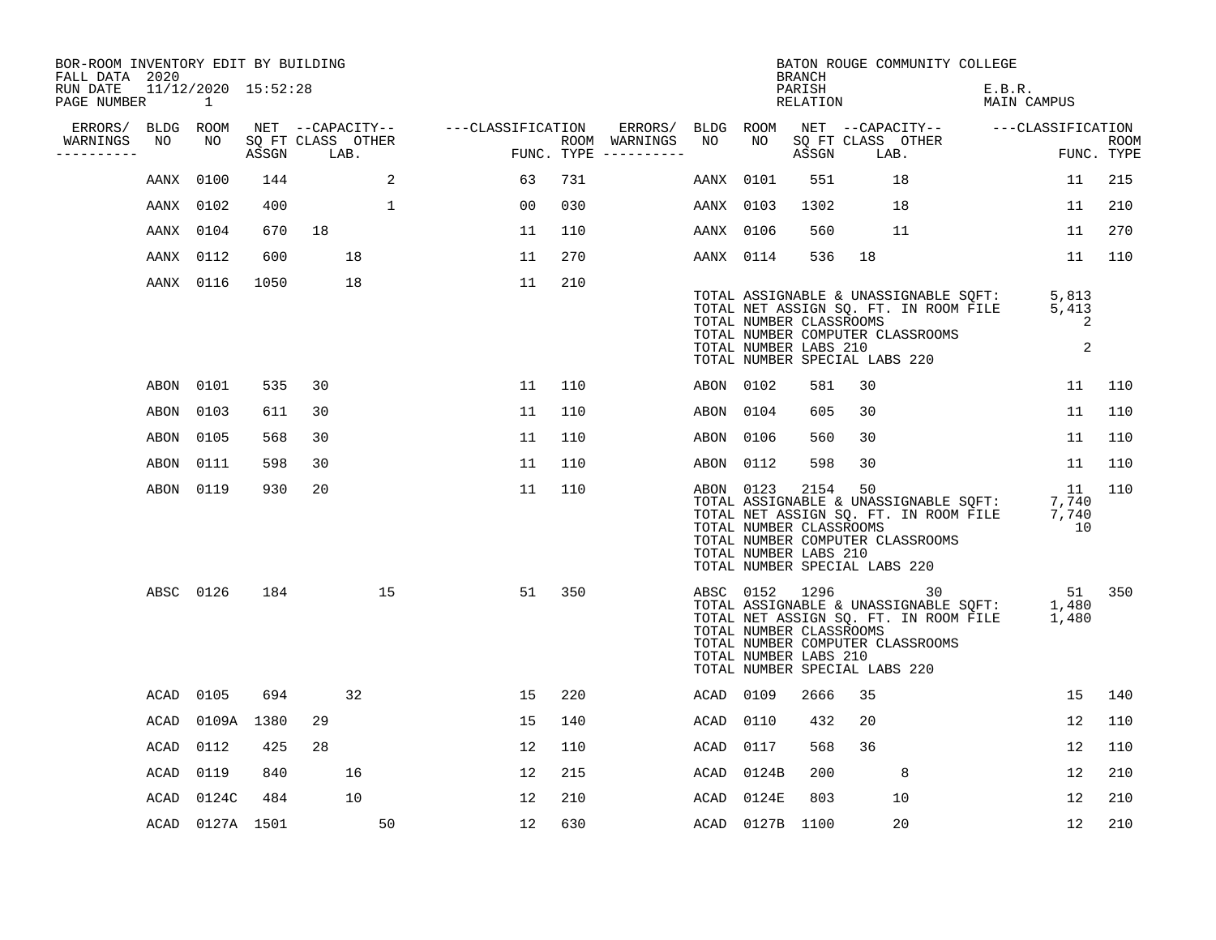BOR-ROOM INVENTORY EDIT BY BUILDING
FALL DATA 2020
RUN DATE 11/12/2020 15:52:28
PAGE NUMBER 1

BATON ROUGE COMMUNITY COLLEGE
BRANCH
PARISH E.B.R.
RELATION MAIN CAMPUS

| ERRORS/ WARNINGS | BLDG NO | ROOM NO | NET SQ FT ASSGN | CAPACITY CLASS | CAPACITY LAB. | CAPACITY OTHER | CLASSIFICATION FUNC. | ROOM TYPE | ERRORS/ WARNINGS | BLDG NO | ROOM NO | NET SQ FT ASSGN | CAPACITY CLASS | CAPACITY LAB. | CAPACITY OTHER | CLASSIFICATION FUNC. | ROOM TYPE |
|---|---|---|---|---|---|---|---|---|---|---|---|---|---|---|---|---|---|
| | AANX | 0100 | 144 | | | 2 | 63 | 731 | | AANX | 0101 | 551 | | 18 | | 11 | 215 |
| | AANX | 0102 | 400 | | | 1 | 00 | 030 | | AANX | 0103 | 1302 | | 18 | | 11 | 210 |
| | AANX | 0104 | 670 | 18 | | | 11 | 110 | | AANX | 0106 | 560 | | 11 | | 11 | 270 |
| | AANX | 0112 | 600 | | 18 | | 11 | 270 | | AANX | 0114 | 536 | 18 | | | 11 | 110 |
| | AANX | 0116 | 1050 | | 18 | | 11 | 210 | | | | | | | | | |

TOTAL ASSIGNABLE & UNASSIGNABLE SQFT: 5,813
TOTAL NET ASSIGN SQ. FT. IN ROOM FILE 5,413
TOTAL NUMBER CLASSROOMS 2
TOTAL NUMBER COMPUTER CLASSROOMS
TOTAL NUMBER LABS 210 2
TOTAL NUMBER SPECIAL LABS 220

| ERRORS/ WARNINGS | BLDG NO | ROOM NO | NET SQ FT ASSGN | CAPACITY CLASS | CAPACITY LAB. | CAPACITY OTHER | CLASSIFICATION FUNC. | ROOM TYPE | ERRORS/ WARNINGS | BLDG NO | ROOM NO | NET SQ FT ASSGN | CAPACITY CLASS | CAPACITY LAB. | CAPACITY OTHER | CLASSIFICATION FUNC. | ROOM TYPE |
|---|---|---|---|---|---|---|---|---|---|---|---|---|---|---|---|---|---|
| | ABON | 0101 | 535 | 30 | | | 11 | 110 | | ABON | 0102 | 581 | 30 | | | 11 | 110 |
| | ABON | 0103 | 611 | 30 | | | 11 | 110 | | ABON | 0104 | 605 | 30 | | | 11 | 110 |
| | ABON | 0105 | 568 | 30 | | | 11 | 110 | | ABON | 0106 | 560 | 30 | | | 11 | 110 |
| | ABON | 0111 | 598 | 30 | | | 11 | 110 | | ABON | 0112 | 598 | 30 | | | 11 | 110 |
| | ABON | 0119 | 930 | 20 | | | 11 | 110 | | ABON | 0123 | 2154 | 50 | | | 11 | 110 |

TOTAL ASSIGNABLE & UNASSIGNABLE SQFT: 7,740
TOTAL NET ASSIGN SQ. FT. IN ROOM FILE 7,740
TOTAL NUMBER CLASSROOMS 10
TOTAL NUMBER COMPUTER CLASSROOMS
TOTAL NUMBER LABS 210
TOTAL NUMBER SPECIAL LABS 220

| ERRORS/ WARNINGS | BLDG NO | ROOM NO | NET SQ FT ASSGN | CAPACITY CLASS | CAPACITY LAB. | CAPACITY OTHER | CLASSIFICATION FUNC. | ROOM TYPE | ERRORS/ WARNINGS | BLDG NO | ROOM NO | NET SQ FT ASSGN | CAPACITY CLASS | CAPACITY LAB. | CAPACITY OTHER | CLASSIFICATION FUNC. | ROOM TYPE |
|---|---|---|---|---|---|---|---|---|---|---|---|---|---|---|---|---|---|
| | ABSC | 0126 | 184 | | | 15 | 51 | 350 | | ABSC | 0152 | 1296 | | | 30 | 51 | 350 |

TOTAL ASSIGNABLE & UNASSIGNABLE SQFT: 1,480
TOTAL NET ASSIGN SQ. FT. IN ROOM FILE 1,480
TOTAL NUMBER CLASSROOMS
TOTAL NUMBER COMPUTER CLASSROOMS
TOTAL NUMBER LABS 210
TOTAL NUMBER SPECIAL LABS 220

| ERRORS/ WARNINGS | BLDG NO | ROOM NO | NET SQ FT ASSGN | CAPACITY CLASS | CAPACITY LAB. | CAPACITY OTHER | CLASSIFICATION FUNC. | ROOM TYPE | ERRORS/ WARNINGS | BLDG NO | ROOM NO | NET SQ FT ASSGN | CAPACITY CLASS | CAPACITY LAB. | CAPACITY OTHER | CLASSIFICATION FUNC. | ROOM TYPE |
|---|---|---|---|---|---|---|---|---|---|---|---|---|---|---|---|---|---|
| | ACAD | 0105 | 694 | | 32 | | 15 | 220 | | ACAD | 0109 | 2666 | 35 | | | 15 | 140 |
| | ACAD | 0109A | 1380 | 29 | | | 15 | 140 | | ACAD | 0110 | 432 | 20 | | | 12 | 110 |
| | ACAD | 0112 | 425 | 28 | | | 12 | 110 | | ACAD | 0117 | 568 | 36 | | | 12 | 110 |
| | ACAD | 0119 | 840 | | 16 | | 12 | 215 | | ACAD | 0124B | 200 | | 8 | | 12 | 210 |
| | ACAD | 0124C | 484 | | 10 | | 12 | 210 | | ACAD | 0124E | 803 | | 10 | | 12 | 210 |
| | ACAD | 0127A | 1501 | | | 50 | 12 | 630 | | ACAD | 0127B | 1100 | | 20 | | 12 | 210 |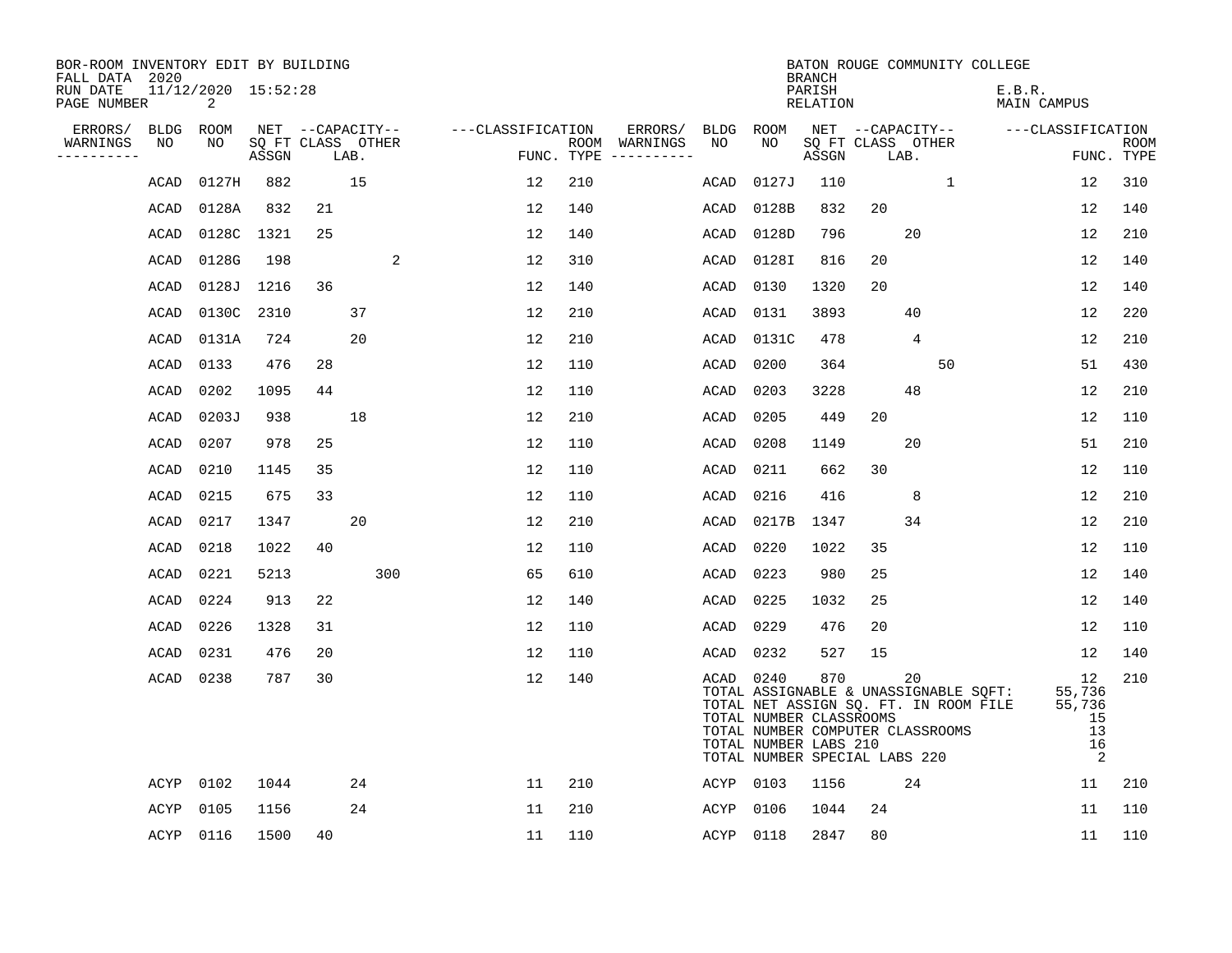BOR-ROOM INVENTORY EDIT BY BUILDING
FALL DATA 2020
RUN DATE 11/12/2020 15:52:28
PAGE NUMBER 2

BATON ROUGE COMMUNITY COLLEGE
BRANCH
PARISH E.B.R.
RELATION MAIN CAMPUS

| ERRORS/ WARNINGS | BLDG NO | ROOM NO | NET ASSGN SQ FT | CAPACITY CLASS | CAPACITY LAB. | CAPACITY OTHER | CLASSIFICATION FUNC. | ROOM TYPE | ERRORS/ WARNINGS | BLDG NO | ROOM NO | NET ASSGN SQ FT | CAPACITY CLASS | CAPACITY LAB. | CAPACITY OTHER | CLASSIFICATION FUNC. | ROOM TYPE |
|---|---|---|---|---|---|---|---|---|---|---|---|---|---|---|---|---|---|
| | ACAD | 0127H | 882 | | 15 | | 12 | 210 | | ACAD | 0127J | 110 | | | 1 | 12 | 310 |
| | ACAD | 0128A | 832 | 21 | | | 12 | 140 | | ACAD | 0128B | 832 | 20 | | | 12 | 140 |
| | ACAD | 0128C | 1321 | 25 | | | 12 | 140 | | ACAD | 0128D | 796 | | 20 | | 12 | 210 |
| | ACAD | 0128G | 198 | | | 2 | 12 | 310 | | ACAD | 0128I | 816 | 20 | | | 12 | 140 |
| | ACAD | 0128J | 1216 | 36 | | | 12 | 140 | | ACAD | 0130 | 1320 | 20 | | | 12 | 140 |
| | ACAD | 0130C | 2310 | | 37 | | 12 | 210 | | ACAD | 0131 | 3893 | | 40 | | 12 | 220 |
| | ACAD | 0131A | 724 | | 20 | | 12 | 210 | | ACAD | 0131C | 478 | | 4 | | 12 | 210 |
| | ACAD | 0133 | 476 | 28 | | | 12 | 110 | | ACAD | 0200 | 364 | | | 50 | 51 | 430 |
| | ACAD | 0202 | 1095 | 44 | | | 12 | 110 | | ACAD | 0203 | 3228 | | 48 | | 12 | 210 |
| | ACAD | 0203J | 938 | | 18 | | 12 | 210 | | ACAD | 0205 | 449 | 20 | | | 12 | 110 |
| | ACAD | 0207 | 978 | 25 | | | 12 | 110 | | ACAD | 0208 | 1149 | | 20 | | 51 | 210 |
| | ACAD | 0210 | 1145 | 35 | | | 12 | 110 | | ACAD | 0211 | 662 | 30 | | | 12 | 110 |
| | ACAD | 0215 | 675 | 33 | | | 12 | 110 | | ACAD | 0216 | 416 | | 8 | | 12 | 210 |
| | ACAD | 0217 | 1347 | | 20 | | 12 | 210 | | ACAD | 0217B | 1347 | | 34 | | 12 | 210 |
| | ACAD | 0218 | 1022 | 40 | | | 12 | 110 | | ACAD | 0220 | 1022 | 35 | | | 12 | 110 |
| | ACAD | 0221 | 5213 | | | 300 | 65 | 610 | | ACAD | 0223 | 980 | 25 | | | 12 | 140 |
| | ACAD | 0224 | 913 | 22 | | | 12 | 140 | | ACAD | 0225 | 1032 | 25 | | | 12 | 140 |
| | ACAD | 0226 | 1328 | 31 | | | 12 | 110 | | ACAD | 0229 | 476 | 20 | | | 12 | 110 |
| | ACAD | 0231 | 476 | 20 | | | 12 | 110 | | ACAD | 0232 | 527 | 15 | | | 12 | 140 |
| | ACAD | 0238 | 787 | 30 | | | 12 | 140 | | ACAD | 0240 | 870 | | 20 | | 12 | 210 |
| | ACYP | 0102 | 1044 | | 24 | | 11 | 210 | | ACYP | 0103 | 1156 | | 24 | | 11 | 210 |
| | ACYP | 0105 | 1156 | | 24 | | 11 | 210 | | ACYP | 0106 | 1044 | 24 | | | 11 | 110 |
| | ACYP | 0116 | 1500 | 40 | | | 11 | 110 | | ACYP | 0118 | 2847 | 80 | | | 11 | 110 |

TOTAL ASSIGNABLE & UNASSIGNABLE SQFT: 55,736
TOTAL NET ASSIGN SQ. FT. IN ROOM FILE 55,736
TOTAL NUMBER CLASSROOMS 15
TOTAL NUMBER COMPUTER CLASSROOMS 13
TOTAL NUMBER LABS 210 16
TOTAL NUMBER SPECIAL LABS 220 2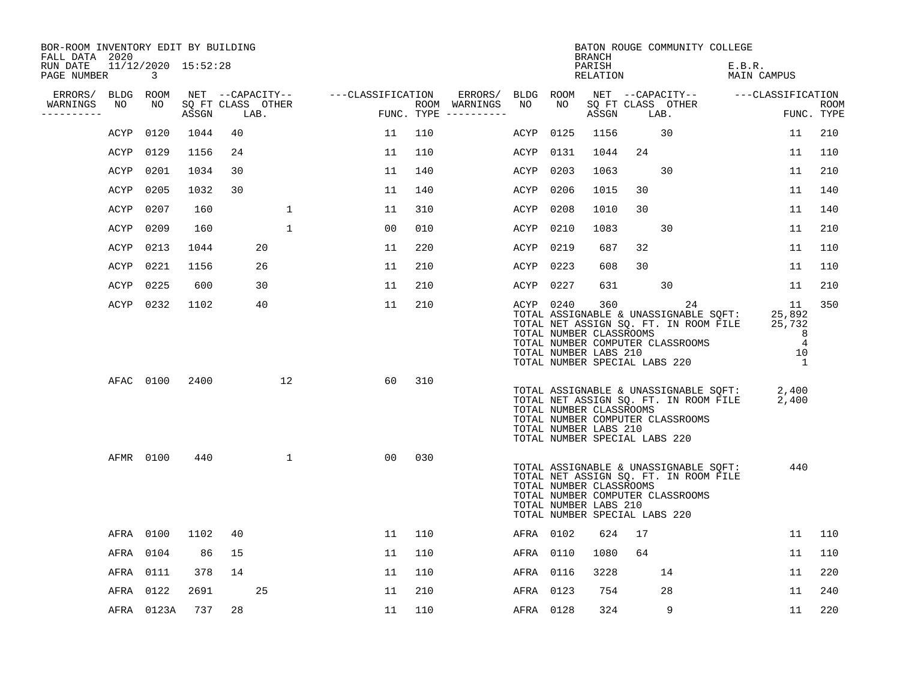BOR-ROOM INVENTORY EDIT BY BUILDING
FALL DATA 2020
RUN DATE 11/12/2020 15:52:28
PAGE NUMBER 3

BATON ROUGE COMMUNITY COLLEGE
BRANCH
PARISH E.B.R.
RELATION MAIN CAMPUS

| ERRORS/ WARNINGS | BLDG NO | ROOM NO | NET SQ FT ASSGN | CAPACITY CLASS | CAPACITY LAB. | CAPACITY OTHER | CLASSIFICATION FUNC. | ROOM TYPE | ERRORS/ WARNINGS | BLDG NO | ROOM NO | NET SQ FT ASSGN | CAPACITY CLASS | CAPACITY LAB. | CAPACITY OTHER | CLASSIFICATION FUNC. | ROOM TYPE |
|---|---|---|---|---|---|---|---|---|---|---|---|---|---|---|---|---|---|
| | ACYP | 0120 | 1044 | 40 | | | 11 | 110 | | ACYP | 0125 | 1156 | | 30 | | 11 | 210 |
| | ACYP | 0129 | 1156 | 24 | | | 11 | 110 | | ACYP | 0131 | 1044 | 24 | | | 11 | 110 |
| | ACYP | 0201 | 1034 | 30 | | | 11 | 140 | | ACYP | 0203 | 1063 | | 30 | | 11 | 210 |
| | ACYP | 0205 | 1032 | 30 | | | 11 | 140 | | ACYP | 0206 | 1015 | 30 | | | 11 | 140 |
| | ACYP | 0207 | 160 | | | 1 | 11 | 310 | | ACYP | 0208 | 1010 | 30 | | | 11 | 140 |
| | ACYP | 0209 | 160 | | | 1 | 00 | 010 | | ACYP | 0210 | 1083 | | 30 | | 11 | 210 |
| | ACYP | 0213 | 1044 | | 20 | | 11 | 220 | | ACYP | 0219 | 687 | 32 | | | 11 | 110 |
| | ACYP | 0221 | 1156 | | 26 | | 11 | 210 | | ACYP | 0223 | 608 | 30 | | | 11 | 110 |
| | ACYP | 0225 | 600 | | 30 | | 11 | 210 | | ACYP | 0227 | 631 | | 30 | | 11 | 210 |
| | ACYP | 0232 | 1102 | | 40 | | 11 | 210 | | ACYP | 0240 | 360 | | | 24 | 11 | 350 |

TOTAL ASSIGNABLE & UNASSIGNABLE SQFT: 25,892
TOTAL NET ASSIGN SQ. FT. IN ROOM FILE 25,732
TOTAL NUMBER CLASSROOMS 8
TOTAL NUMBER COMPUTER CLASSROOMS 4
TOTAL NUMBER LABS 210 10
TOTAL NUMBER SPECIAL LABS 220 1

| ERRORS/ WARNINGS | BLDG NO | ROOM NO | NET SQ FT ASSGN | CAPACITY CLASS | CAPACITY LAB. | CAPACITY OTHER | CLASSIFICATION FUNC. | ROOM TYPE |
|---|---|---|---|---|---|---|---|---|
| | AFAC | 0100 | 2400 | | | 12 | 60 | 310 |

TOTAL ASSIGNABLE & UNASSIGNABLE SQFT: 2,400
TOTAL NET ASSIGN SQ. FT. IN ROOM FILE 2,400
TOTAL NUMBER CLASSROOMS
TOTAL NUMBER COMPUTER CLASSROOMS
TOTAL NUMBER LABS 210
TOTAL NUMBER SPECIAL LABS 220

| ERRORS/ WARNINGS | BLDG NO | ROOM NO | NET SQ FT ASSGN | CAPACITY CLASS | CAPACITY LAB. | CAPACITY OTHER | CLASSIFICATION FUNC. | ROOM TYPE |
|---|---|---|---|---|---|---|---|---|
| | AFMR | 0100 | 440 | | | 1 | 00 | 030 |

TOTAL ASSIGNABLE & UNASSIGNABLE SQFT: 440
TOTAL NET ASSIGN SQ. FT. IN ROOM FILE
TOTAL NUMBER CLASSROOMS
TOTAL NUMBER COMPUTER CLASSROOMS
TOTAL NUMBER LABS 210
TOTAL NUMBER SPECIAL LABS 220

| ERRORS/ WARNINGS | BLDG NO | ROOM NO | NET SQ FT ASSGN | CAPACITY CLASS | CAPACITY LAB. | CAPACITY OTHER | CLASSIFICATION FUNC. | ROOM TYPE | ERRORS/ WARNINGS | BLDG NO | ROOM NO | NET SQ FT ASSGN | CAPACITY CLASS | CAPACITY LAB. | CAPACITY OTHER | CLASSIFICATION FUNC. | ROOM TYPE |
|---|---|---|---|---|---|---|---|---|---|---|---|---|---|---|---|---|---|
| | AFRA | 0100 | 1102 | 40 | | | 11 | 110 | | AFRA | 0102 | 624 | 17 | | | 11 | 110 |
| | AFRA | 0104 | 86 | 15 | | | 11 | 110 | | AFRA | 0110 | 1080 | 64 | | | 11 | 110 |
| | AFRA | 0111 | 378 | 14 | | | 11 | 110 | | AFRA | 0116 | 3228 | | 14 | | 11 | 220 |
| | AFRA | 0122 | 2691 | | 25 | | 11 | 210 | | AFRA | 0123 | 754 | | 28 | | 11 | 240 |
| | AFRA | 0123A | 737 | 28 | | | 11 | 110 | | AFRA | 0128 | 324 | | 9 | | 11 | 220 |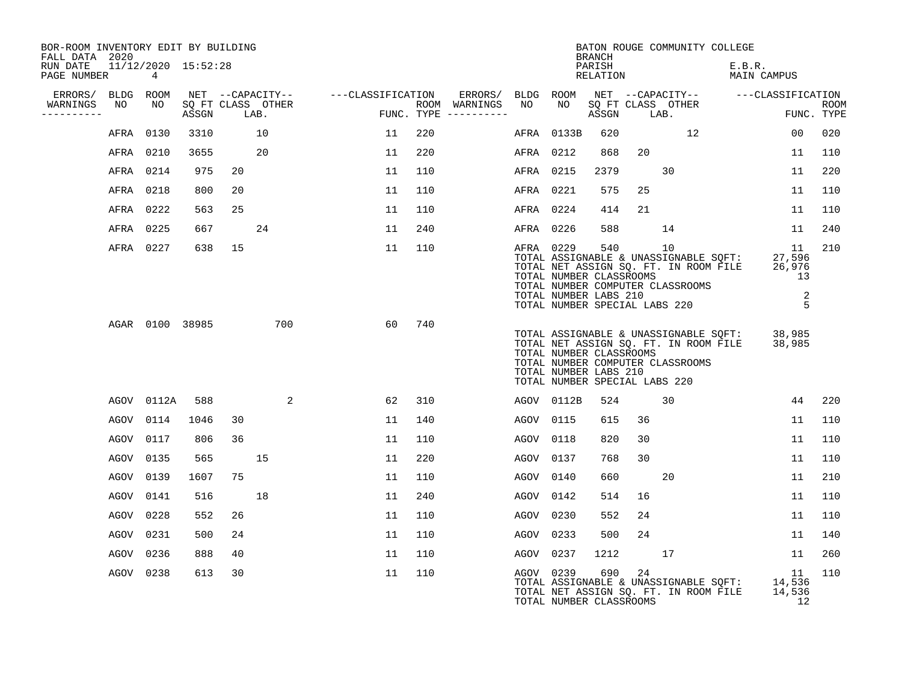BOR-ROOM INVENTORY EDIT BY BUILDING
FALL DATA 2020
RUN DATE 11/12/2020 15:52:28

BATON ROUGE COMMUNITY COLLEGE
BRANCH
PARISH E.B.R.
RELATION MAIN CAMPUS

| ERRORS/ WARNINGS | BLDG NO | ROOM NO | NET SQ FT ASSGN | CAPACITY CLASS | CAPACITY LAB. | CAPACITY OTHER | CLASSIFICATION FUNC. | ROOM TYPE | ERRORS/ WARNINGS | BLDG NO | ROOM NO | NET SQ FT ASSGN | CAPACITY CLASS | CAPACITY LAB. | CAPACITY OTHER | CLASSIFICATION FUNC. | ROOM TYPE |
|---|---|---|---|---|---|---|---|---|---|---|---|---|---|---|---|---|---|
| | AFRA | 0130 | 3310 | | 10 | | 11 | 220 | | AFRA | 0133B | 620 | | | 12 | 00 | 020 |
| | AFRA | 0210 | 3655 | | 20 | | 11 | 220 | | AFRA | 0212 | 868 | 20 | | | 11 | 110 |
| | AFRA | 0214 | 975 | 20 | | | 11 | 110 | | AFRA | 0215 | 2379 | | 30 | | 11 | 220 |
| | AFRA | 0218 | 800 | 20 | | | 11 | 110 | | AFRA | 0221 | 575 | 25 | | | 11 | 110 |
| | AFRA | 0222 | 563 | 25 | | | 11 | 110 | | AFRA | 0224 | 414 | 21 | | | 11 | 110 |
| | AFRA | 0225 | 667 | | 24 | | 11 | 240 | | AFRA | 0226 | 588 | | 14 | | 11 | 240 |
| | AFRA | 0227 | 638 | 15 | | | 11 | 110 | | AFRA | 0229 | 540 | | 10 | | 11 | 210 |

TOTAL ASSIGNABLE & UNASSIGNABLE SQFT: 27,596
TOTAL NET ASSIGN SQ. FT. IN ROOM FILE 26,976
TOTAL NUMBER CLASSROOMS 13
TOTAL NUMBER COMPUTER CLASSROOMS
TOTAL NUMBER LABS 210 2
TOTAL NUMBER SPECIAL LABS 220 5

| ERRORS/ WARNINGS | BLDG NO | ROOM NO | NET SQ FT ASSGN | CAPACITY CLASS | CAPACITY LAB. | CAPACITY OTHER | CLASSIFICATION FUNC. | ROOM TYPE |
|---|---|---|---|---|---|---|---|---|
| | AGAR | 0100 | 38985 | | | 700 | 60 | 740 |

TOTAL ASSIGNABLE & UNASSIGNABLE SQFT: 38,985
TOTAL NET ASSIGN SQ. FT. IN ROOM FILE 38,985
TOTAL NUMBER CLASSROOMS
TOTAL NUMBER COMPUTER CLASSROOMS
TOTAL NUMBER LABS 210
TOTAL NUMBER SPECIAL LABS 220

| ERRORS/ WARNINGS | BLDG NO | ROOM NO | NET SQ FT ASSGN | CAPACITY CLASS | CAPACITY LAB. | CAPACITY OTHER | CLASSIFICATION FUNC. | ROOM TYPE | ERRORS/ WARNINGS | BLDG NO | ROOM NO | NET SQ FT ASSGN | CAPACITY CLASS | CAPACITY LAB. | CAPACITY OTHER | CLASSIFICATION FUNC. | ROOM TYPE |
|---|---|---|---|---|---|---|---|---|---|---|---|---|---|---|---|---|---|
| | AGOV | 0112A | 588 | | | 2 | 62 | 310 | | AGOV | 0112B | 524 | | 30 | | 44 | 220 |
| | AGOV | 0114 | 1046 | 30 | | | 11 | 140 | | AGOV | 0115 | 615 | 36 | | | 11 | 110 |
| | AGOV | 0117 | 806 | 36 | | | 11 | 110 | | AGOV | 0118 | 820 | 30 | | | 11 | 110 |
| | AGOV | 0135 | 565 | | 15 | | 11 | 220 | | AGOV | 0137 | 768 | 30 | | | 11 | 110 |
| | AGOV | 0139 | 1607 | 75 | | | 11 | 110 | | AGOV | 0140 | 660 | | 20 | | 11 | 210 |
| | AGOV | 0141 | 516 | | 18 | | 11 | 240 | | AGOV | 0142 | 514 | 16 | | | 11 | 110 |
| | AGOV | 0228 | 552 | 26 | | | 11 | 110 | | AGOV | 0230 | 552 | 24 | | | 11 | 110 |
| | AGOV | 0231 | 500 | 24 | | | 11 | 110 | | AGOV | 0233 | 500 | 24 | | | 11 | 140 |
| | AGOV | 0236 | 888 | 40 | | | 11 | 110 | | AGOV | 0237 | 1212 | | 17 | | 11 | 260 |
| | AGOV | 0238 | 613 | 30 | | | 11 | 110 | | AGOV | 0239 | 690 | 24 | | | 11 | 110 |

TOTAL ASSIGNABLE & UNASSIGNABLE SQFT: 14,536
TOTAL NET ASSIGN SQ. FT. IN ROOM FILE 14,536
TOTAL NUMBER CLASSROOMS 12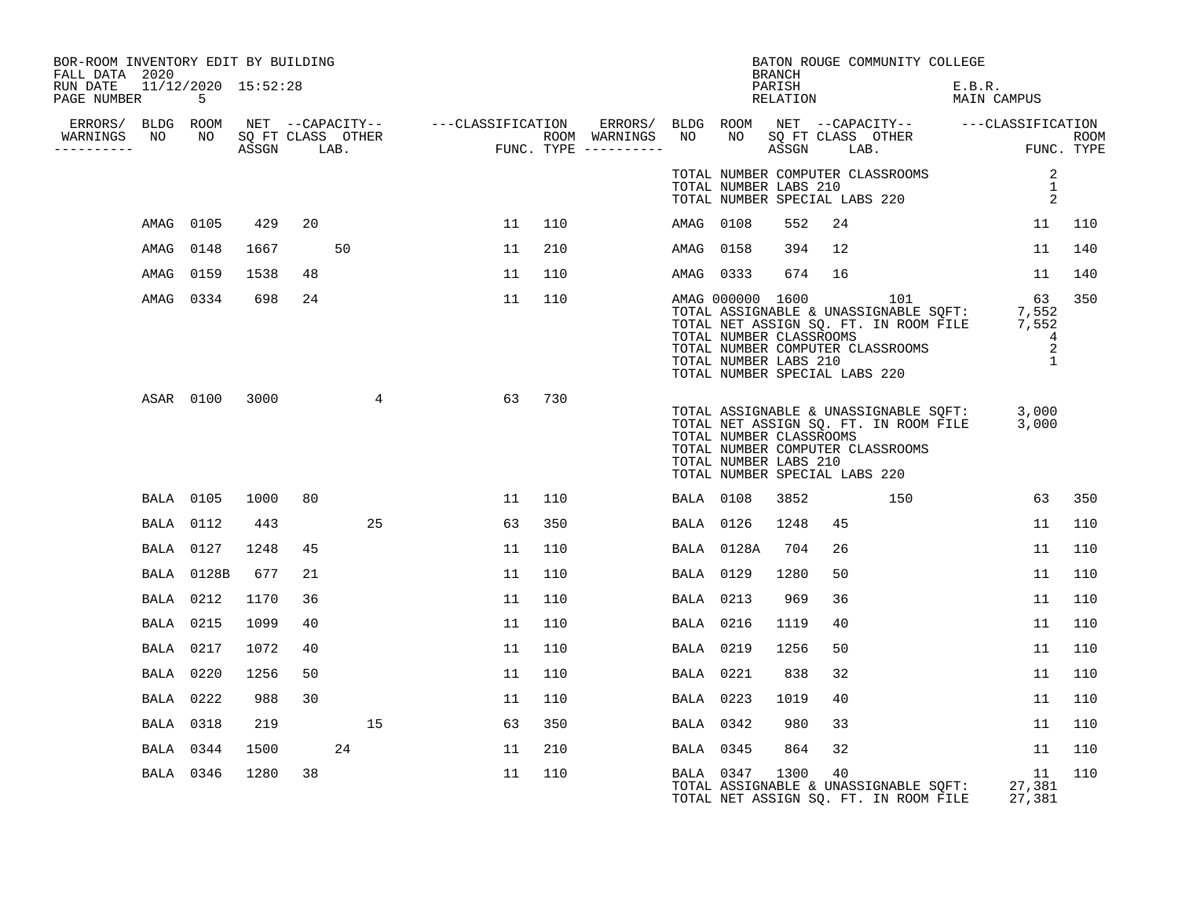BOR-ROOM INVENTORY EDIT BY BUILDING
FALL DATA 2020
RUN DATE 11/12/2020 15:52:28
PAGE NUMBER 5

BATON ROUGE COMMUNITY COLLEGE
BRANCH
PARISH E.B.R.
RELATION MAIN CAMPUS

| ERRORS/ WARNINGS | BLDG NO | ROOM NO | NET SQ FT ASSGN | CAPACITY CLASS | CAPACITY LAB. | CAPACITY OTHER | CLASSIFICATION FUNC. | ROOM TYPE | ERRORS/ WARNINGS | BLDG NO | ROOM NO | NET SQ FT ASSGN | CAPACITY CLASS | CAPACITY LAB. | CAPACITY OTHER | CLASSIFICATION FUNC. | ROOM TYPE |
|---|---|---|---|---|---|---|---|---|---|---|---|---|---|---|---|---|---|
| | | | | | | | | | | TOTAL NUMBER COMPUTER CLASSROOMS | | | | | | 2 | |
| | | | | | | | | | | TOTAL NUMBER LABS 210 | | | | | | 1 | |
| | | | | | | | | | | TOTAL NUMBER SPECIAL LABS 220 | | | | | | 2 | |
| | AMAG | 0105 | 429 | 20 | | | 11 | 110 | | AMAG | 0108 | 552 | 24 | | | 11 | 110 |
| | AMAG | 0148 | 1667 | | 50 | | 11 | 210 | | AMAG | 0158 | 394 | 12 | | | 11 | 140 |
| | AMAG | 0159 | 1538 | 48 | | | 11 | 110 | | AMAG | 0333 | 674 | 16 | | | 11 | 140 |
| | AMAG | 0334 | 698 | 24 | | | 11 | 110 | | AMAG | 000000 | 1600 | | | 101 | 63 | 350 |
| | | | | | | | | | | TOTAL ASSIGNABLE & UNASSIGNABLE SQFT: | | | | | | 7,552 | |
| | | | | | | | | | | TOTAL NET ASSIGN SQ. FT. IN ROOM FILE | | | | | | 7,552 | |
| | | | | | | | | | | TOTAL NUMBER CLASSROOMS | | | | | | 4 | |
| | | | | | | | | | | TOTAL NUMBER COMPUTER CLASSROOMS | | | | | | 2 | |
| | | | | | | | | | | TOTAL NUMBER LABS 210 | | | | | | 1 | |
| | | | | | | | | | | TOTAL NUMBER SPECIAL LABS 220 | | | | | | | |
| | ASAR | 0100 | 3000 | | | 4 | 63 | 730 | | | | | | | | | |
| | | | | | | | | | | TOTAL ASSIGNABLE & UNASSIGNABLE SQFT: | | | | | | 3,000 | |
| | | | | | | | | | | TOTAL NET ASSIGN SQ. FT. IN ROOM FILE | | | | | | 3,000 | |
| | | | | | | | | | | TOTAL NUMBER CLASSROOMS | | | | | | | |
| | | | | | | | | | | TOTAL NUMBER COMPUTER CLASSROOMS | | | | | | | |
| | | | | | | | | | | TOTAL NUMBER LABS 210 | | | | | | | |
| | | | | | | | | | | TOTAL NUMBER SPECIAL LABS 220 | | | | | | | |
| | BALA | 0105 | 1000 | 80 | | | 11 | 110 | | BALA | 0108 | 3852 | | | 150 | 63 | 350 |
| | BALA | 0112 | 443 | | | 25 | 63 | 350 | | BALA | 0126 | 1248 | 45 | | | 11 | 110 |
| | BALA | 0127 | 1248 | 45 | | | 11 | 110 | | BALA | 0128A | 704 | 26 | | | 11 | 110 |
| | BALA | 0128B | 677 | 21 | | | 11 | 110 | | BALA | 0129 | 1280 | 50 | | | 11 | 110 |
| | BALA | 0212 | 1170 | 36 | | | 11 | 110 | | BALA | 0213 | 969 | 36 | | | 11 | 110 |
| | BALA | 0215 | 1099 | 40 | | | 11 | 110 | | BALA | 0216 | 1119 | 40 | | | 11 | 110 |
| | BALA | 0217 | 1072 | 40 | | | 11 | 110 | | BALA | 0219 | 1256 | 50 | | | 11 | 110 |
| | BALA | 0220 | 1256 | 50 | | | 11 | 110 | | BALA | 0221 | 838 | 32 | | | 11 | 110 |
| | BALA | 0222 | 988 | 30 | | | 11 | 110 | | BALA | 0223 | 1019 | 40 | | | 11 | 110 |
| | BALA | 0318 | 219 | | | 15 | 63 | 350 | | BALA | 0342 | 980 | 33 | | | 11 | 110 |
| | BALA | 0344 | 1500 | | 24 | | 11 | 210 | | BALA | 0345 | 864 | 32 | | | 11 | 110 |
| | BALA | 0346 | 1280 | 38 | | | 11 | 110 | | BALA | 0347 | 1300 | 40 | | | 11 | 110 |
| | | | | | | | | | | TOTAL ASSIGNABLE & UNASSIGNABLE SQFT: | | | | | | 27,381 | |
| | | | | | | | | | | TOTAL NET ASSIGN SQ. FT. IN ROOM FILE | | | | | | 27,381 | |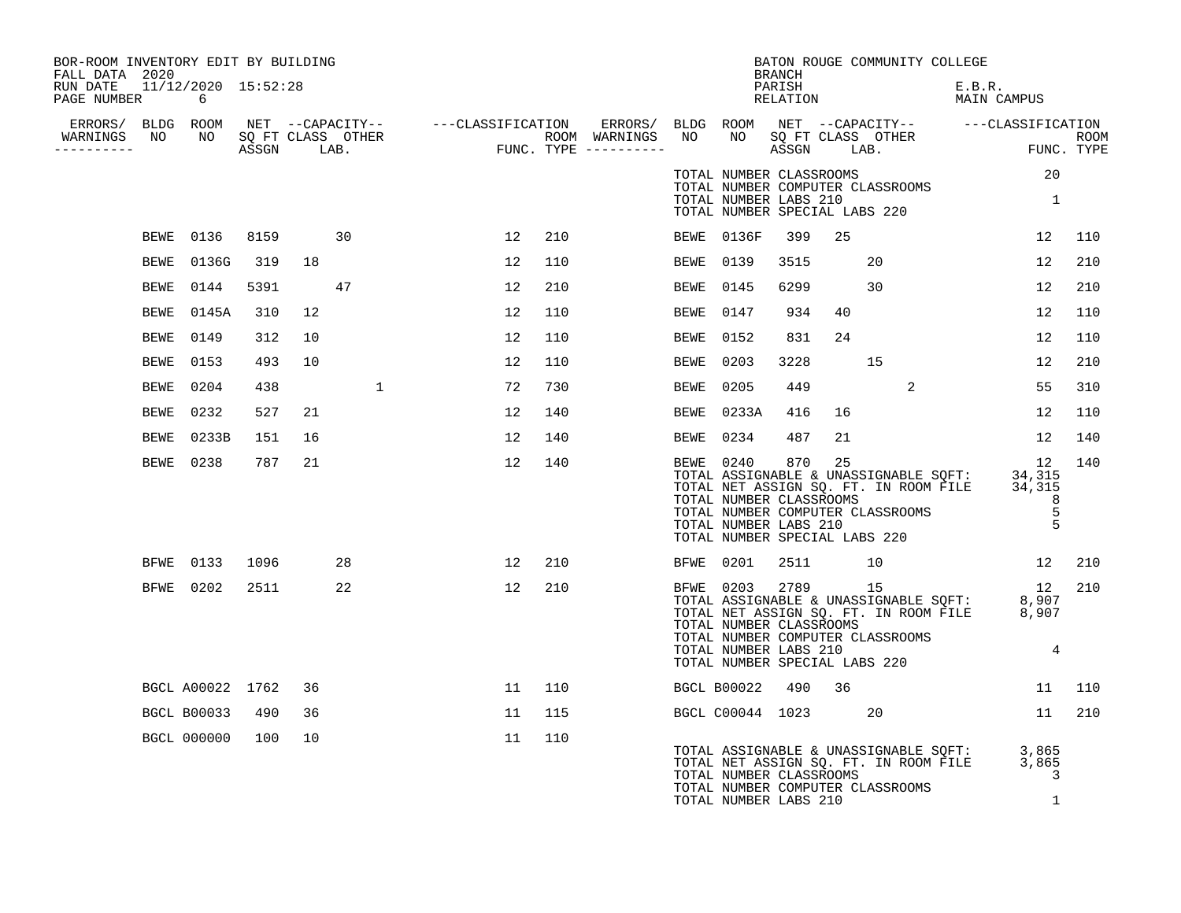BOR-ROOM INVENTORY EDIT BY BUILDING
FALL DATA 2020
RUN DATE 11/12/2020 15:52:28
PAGE NUMBER 6

BATON ROUGE COMMUNITY COLLEGE
BRANCH
PARISH E.B.R.
RELATION MAIN CAMPUS

| ERRORS/ WARNINGS | BLDG NO | ROOM NO | NET SQ FT ASSGN | CAPACITY CLASS | CAPACITY LAB. | CAPACITY OTHER | CLASSIFICATION FUNC. | ROOM TYPE | ERRORS/ WARNINGS | BLDG NO | ROOM NO | NET SQ FT ASSGN | CAPACITY CLASS | CAPACITY LAB. | CAPACITY OTHER | CLASSIFICATION FUNC. | ROOM TYPE |
|---|---|---|---|---|---|---|---|---|---|---|---|---|---|---|---|---|---|
| | | | | | | | | | | TOTAL NUMBER CLASSROOMS | | | | | | 20 | |
| | | | | | | | | | | TOTAL NUMBER COMPUTER CLASSROOMS | | | | | | | |
| | | | | | | | | | | TOTAL NUMBER LABS 210 | | | | | | 1 | |
| | | | | | | | | | | TOTAL NUMBER SPECIAL LABS 220 | | | | | | | |
| | BEWE | 0136 | 8159 | | 30 | | 12 | 210 | | BEWE | 0136F | 399 | 25 | | | 12 | 110 |
| | BEWE | 0136G | 319 | 18 | | | 12 | 110 | | BEWE | 0139 | 3515 | | 20 | | 12 | 210 |
| | BEWE | 0144 | 5391 | | 47 | | 12 | 210 | | BEWE | 0145 | 6299 | | 30 | | 12 | 210 |
| | BEWE | 0145A | 310 | 12 | | | 12 | 110 | | BEWE | 0147 | 934 | 40 | | | 12 | 110 |
| | BEWE | 0149 | 312 | 10 | | | 12 | 110 | | BEWE | 0152 | 831 | 24 | | | 12 | 110 |
| | BEWE | 0153 | 493 | 10 | | | 12 | 110 | | BEWE | 0203 | 3228 | | 15 | | 12 | 210 |
| | BEWE | 0204 | 438 | | | 1 | 72 | 730 | | BEWE | 0205 | 449 | | | 2 | 55 | 310 |
| | BEWE | 0232 | 527 | 21 | | | 12 | 140 | | BEWE | 0233A | 416 | 16 | | | 12 | 110 |
| | BEWE | 0233B | 151 | 16 | | | 12 | 140 | | BEWE | 0234 | 487 | 21 | | | 12 | 140 |
| | BEWE | 0238 | 787 | 21 | | | 12 | 140 | | BEWE | 0240 | 870 | 25 | | | 12 | 140 |
| | | | | | | | | | | TOTAL ASSIGNABLE & UNASSIGNABLE SQFT: | | | | | | 34,315 | |
| | | | | | | | | | | TOTAL NET ASSIGN SQ. FT. IN ROOM FILE | | | | | | 34,315 | |
| | | | | | | | | | | TOTAL NUMBER CLASSROOMS | | | | | | 8 | |
| | | | | | | | | | | TOTAL NUMBER COMPUTER CLASSROOMS | | | | | | 5 | |
| | | | | | | | | | | TOTAL NUMBER LABS 210 | | | | | | 5 | |
| | | | | | | | | | | TOTAL NUMBER SPECIAL LABS 220 | | | | | | | |
| | BFWE | 0133 | 1096 | | 28 | | 12 | 210 | | BFWE | 0201 | 2511 | | 10 | | 12 | 210 |
| | BFWE | 0202 | 2511 | | 22 | | 12 | 210 | | BFWE | 0203 | 2789 | | 15 | | 12 | 210 |
| | | | | | | | | | | TOTAL ASSIGNABLE & UNASSIGNABLE SQFT: | | | | | | 8,907 | |
| | | | | | | | | | | TOTAL NET ASSIGN SQ. FT. IN ROOM FILE | | | | | | 8,907 | |
| | | | | | | | | | | TOTAL NUMBER CLASSROOMS | | | | | | | |
| | | | | | | | | | | TOTAL NUMBER COMPUTER CLASSROOMS | | | | | | | |
| | | | | | | | | | | TOTAL NUMBER LABS 210 | | | | | | 4 | |
| | | | | | | | | | | TOTAL NUMBER SPECIAL LABS 220 | | | | | | | |
| | BGCL | A00022 | 1762 | 36 | | | 11 | 110 | | BGCL | B00022 | 490 | 36 | | | 11 | 110 |
| | BGCL | B00033 | 490 | 36 | | | 11 | 115 | | BGCL | C00044 | 1023 | | 20 | | 11 | 210 |
| | BGCL | 000000 | 100 | 10 | | | 11 | 110 | | | | | | | | | |
| | | | | | | | | | | TOTAL ASSIGNABLE & UNASSIGNABLE SQFT: | | | | | | 3,865 | |
| | | | | | | | | | | TOTAL NET ASSIGN SQ. FT. IN ROOM FILE | | | | | | 3,865 | |
| | | | | | | | | | | TOTAL NUMBER CLASSROOMS | | | | | | 3 | |
| | | | | | | | | | | TOTAL NUMBER COMPUTER CLASSROOMS | | | | | | | |
| | | | | | | | | | | TOTAL NUMBER LABS 210 | | | | | | 1 | |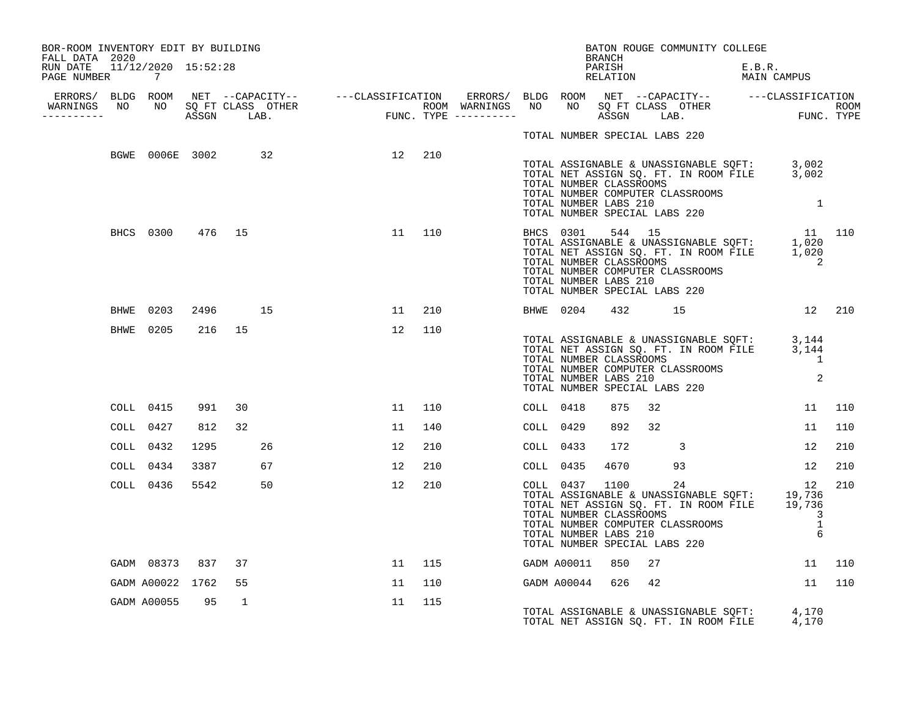BOR-ROOM INVENTORY EDIT BY BUILDING
FALL DATA 2020
RUN DATE 11/12/2020 15:52:28
PAGE NUMBER 7

BATON ROUGE COMMUNITY COLLEGE
BRANCH
PARISH E.B.R.
RELATION MAIN CAMPUS

| ERRORS/ WARNINGS | BLDG NO | ROOM NO | NET SQ FT ASSGN | CAPACITY CLASS | CAPACITY LAB. | CAPACITY OTHER | CLASSIFICATION FUNC. | ROOM TYPE | ERRORS/ WARNINGS | BLDG NO | ROOM NO | NET SQ FT ASSGN | CAPACITY CLASS | CAPACITY LAB. | CAPACITY OTHER | CLASSIFICATION FUNC. | ROOM TYPE |
|---|---|---|---|---|---|---|---|---|---|---|---|---|---|---|---|---|---|
| | | | | | | | | | | TOTAL NUMBER SPECIAL LABS 220 | | | | | | | |
| | BGWE | 0006E | 3002 | | 32 | | 12 | 210 | | | | | | | | | |
| | | | | | | | | | | TOTAL ASSIGNABLE & UNASSIGNABLE SQFT: | | | | | | 3,002 | |
| | | | | | | | | | | TOTAL NET ASSIGN SQ. FT. IN ROOM FILE | | | | | | 3,002 | |
| | | | | | | | | | | TOTAL NUMBER CLASSROOMS | | | | | | | |
| | | | | | | | | | | TOTAL NUMBER COMPUTER CLASSROOMS | | | | | | | |
| | | | | | | | | | | TOTAL NUMBER LABS 210 | | | | | | 1 | |
| | | | | | | | | | | TOTAL NUMBER SPECIAL LABS 220 | | | | | | | |
| | BHCS | 0300 | 476 | 15 | | | 11 | 110 | | BHCS | 0301 | 544 | 15 | | | 11 | 110 |
| | | | | | | | | | | TOTAL ASSIGNABLE & UNASSIGNABLE SQFT: | | | | | | 1,020 | |
| | | | | | | | | | | TOTAL NET ASSIGN SQ. FT. IN ROOM FILE | | | | | | 1,020 | |
| | | | | | | | | | | TOTAL NUMBER CLASSROOMS | | | | | | 2 | |
| | | | | | | | | | | TOTAL NUMBER COMPUTER CLASSROOMS | | | | | | | |
| | | | | | | | | | | TOTAL NUMBER LABS 210 | | | | | | | |
| | | | | | | | | | | TOTAL NUMBER SPECIAL LABS 220 | | | | | | | |
| | BHWE | 0203 | 2496 | | 15 | | 11 | 210 | | BHWE | 0204 | 432 | | 15 | | 12 | 210 |
| | BHWE | 0205 | 216 | 15 | | | 12 | 110 | | | | | | | | | |
| | | | | | | | | | | TOTAL ASSIGNABLE & UNASSIGNABLE SQFT: | | | | | | 3,144 | |
| | | | | | | | | | | TOTAL NET ASSIGN SQ. FT. IN ROOM FILE | | | | | | 3,144 | |
| | | | | | | | | | | TOTAL NUMBER CLASSROOMS | | | | | | 1 | |
| | | | | | | | | | | TOTAL NUMBER COMPUTER CLASSROOMS | | | | | | | |
| | | | | | | | | | | TOTAL NUMBER LABS 210 | | | | | | 2 | |
| | | | | | | | | | | TOTAL NUMBER SPECIAL LABS 220 | | | | | | | |
| | COLL | 0415 | 991 | 30 | | | 11 | 110 | | COLL | 0418 | 875 | 32 | | | 11 | 110 |
| | COLL | 0427 | 812 | 32 | | | 11 | 140 | | COLL | 0429 | 892 | 32 | | | 11 | 110 |
| | COLL | 0432 | 1295 | | 26 | | 12 | 210 | | COLL | 0433 | 172 | | 3 | | 12 | 210 |
| | COLL | 0434 | 3387 | | 67 | | 12 | 210 | | COLL | 0435 | 4670 | | 93 | | 12 | 210 |
| | COLL | 0436 | 5542 | | 50 | | 12 | 210 | | COLL | 0437 | 1100 | | 24 | | 12 | 210 |
| | | | | | | | | | | TOTAL ASSIGNABLE & UNASSIGNABLE SQFT: | | | | | | 19,736 | |
| | | | | | | | | | | TOTAL NET ASSIGN SQ. FT. IN ROOM FILE | | | | | | 19,736 | |
| | | | | | | | | | | TOTAL NUMBER CLASSROOMS | | | | | | 3 | |
| | | | | | | | | | | TOTAL NUMBER COMPUTER CLASSROOMS | | | | | | 1 | |
| | | | | | | | | | | TOTAL NUMBER LABS 210 | | | | | | 6 | |
| | | | | | | | | | | TOTAL NUMBER SPECIAL LABS 220 | | | | | | | |
| | GADM | 08373 | 837 | 37 | | | 11 | 115 | | GADM | A00011 | 850 | 27 | | | 11 | 110 |
| | GADM | A00022 | 1762 | 55 | | | 11 | 110 | | GADM | A00044 | 626 | 42 | | | 11 | 110 |
| | GADM | A00055 | 95 | 1 | | | 11 | 115 | | | | | | | | | |
| | | | | | | | | | | TOTAL ASSIGNABLE & UNASSIGNABLE SQFT: | | | | | | 4,170 | |
| | | | | | | | | | | TOTAL NET ASSIGN SQ. FT. IN ROOM FILE | | | | | | 4,170 | |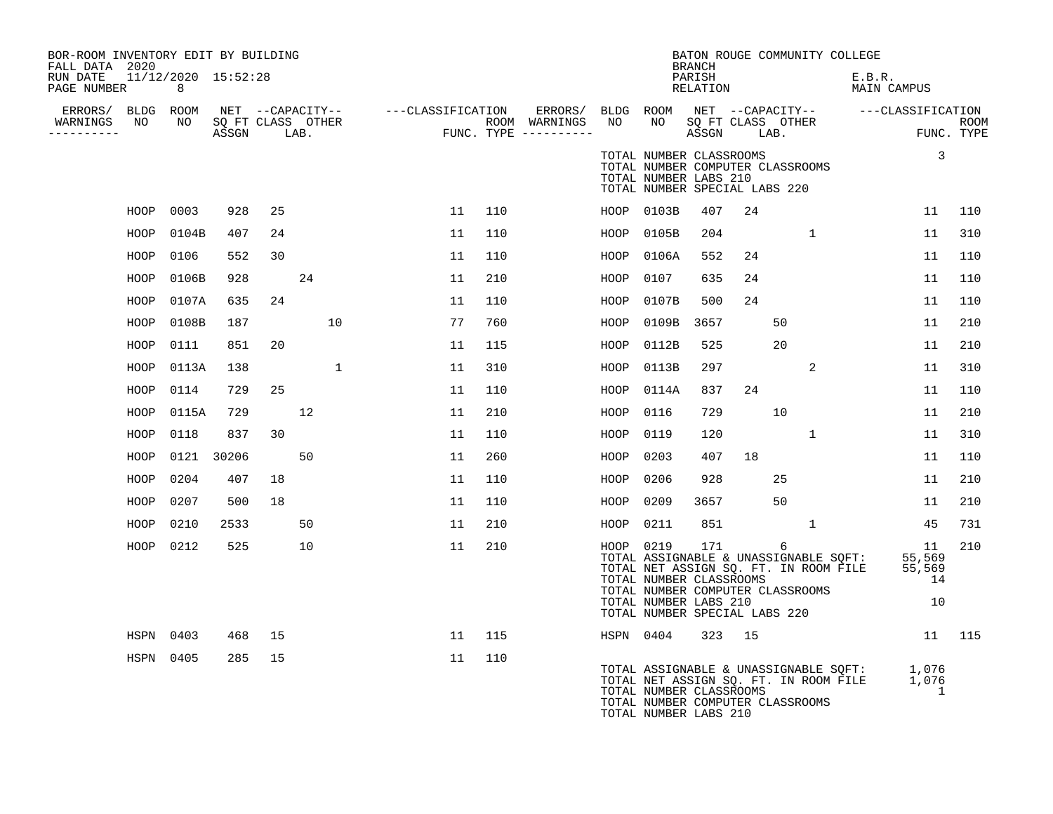BOR-ROOM INVENTORY EDIT BY BUILDING
FALL DATA 2020
RUN DATE 11/12/2020 15:52:28
PAGE NUMBER 8

BATON ROUGE COMMUNITY COLLEGE
BRANCH
PARISH E.B.R.
RELATION MAIN CAMPUS

| ERRORS/ WARNINGS | BLDG NO | ROOM NO | NET SQ FT ASSGN | CAPACITY CLASS | CAPACITY LAB. | CAPACITY OTHER | CLASSIFICATION FUNC. | ROOM TYPE | ERRORS/ WARNINGS | BLDG NO | ROOM NO | NET SQ FT ASSGN | CAPACITY CLASS | CAPACITY LAB. | CAPACITY OTHER | CLASSIFICATION FUNC. | ROOM TYPE |
|---|---|---|---|---|---|---|---|---|---|---|---|---|---|---|---|---|---|
| | | | | | | | | | | TOTAL NUMBER CLASSROOMS | | | | | | 3 | |
| | | | | | | | | | | TOTAL NUMBER COMPUTER CLASSROOMS | | | | | | | |
| | | | | | | | | | | TOTAL NUMBER LABS 210 | | | | | | | |
| | | | | | | | | | | TOTAL NUMBER SPECIAL LABS 220 | | | | | | | |
| | HOOP | 0003 | 928 | 25 | | | 11 | 110 | | HOOP | 0103B | 407 | 24 | | | 11 | 110 |
| | HOOP | 0104B | 407 | 24 | | | 11 | 110 | | HOOP | 0105B | 204 | | | 1 | 11 | 310 |
| | HOOP | 0106 | 552 | 30 | | | 11 | 110 | | HOOP | 0106A | 552 | 24 | | | 11 | 110 |
| | HOOP | 0106B | 928 | | 24 | | 11 | 210 | | HOOP | 0107 | 635 | 24 | | | 11 | 110 |
| | HOOP | 0107A | 635 | 24 | | | 11 | 110 | | HOOP | 0107B | 500 | 24 | | | 11 | 110 |
| | HOOP | 0108B | 187 | | | 10 | 77 | 760 | | HOOP | 0109B | 3657 | | 50 | | 11 | 210 |
| | HOOP | 0111 | 851 | 20 | | | 11 | 115 | | HOOP | 0112B | 525 | | 20 | | 11 | 210 |
| | HOOP | 0113A | 138 | | | 1 | 11 | 310 | | HOOP | 0113B | 297 | | | 2 | 11 | 310 |
| | HOOP | 0114 | 729 | 25 | | | 11 | 110 | | HOOP | 0114A | 837 | 24 | | | 11 | 110 |
| | HOOP | 0115A | 729 | | 12 | | 11 | 210 | | HOOP | 0116 | 729 | | 10 | | 11 | 210 |
| | HOOP | 0118 | 837 | 30 | | | 11 | 110 | | HOOP | 0119 | 120 | | | 1 | 11 | 310 |
| | HOOP | 0121 | 30206 | | 50 | | 11 | 260 | | HOOP | 0203 | 407 | 18 | | | 11 | 110 |
| | HOOP | 0204 | 407 | 18 | | | 11 | 110 | | HOOP | 0206 | 928 | | 25 | | 11 | 210 |
| | HOOP | 0207 | 500 | 18 | | | 11 | 110 | | HOOP | 0209 | 3657 | | 50 | | 11 | 210 |
| | HOOP | 0210 | 2533 | | 50 | | 11 | 210 | | HOOP | 0211 | 851 | | | 1 | 45 | 731 |
| | HOOP | 0212 | 525 | | 10 | | 11 | 210 | | HOOP | 0219 | 171 | | 6 | | 11 | 210 |
| | | | | | | | | | | TOTAL ASSIGNABLE & UNASSIGNABLE SQFT: | | | | | | 55,569 | |
| | | | | | | | | | | TOTAL NET ASSIGN SQ. FT. IN ROOM FILE | | | | | | 55,569 | |
| | | | | | | | | | | TOTAL NUMBER CLASSROOMS | | | | | | 14 | |
| | | | | | | | | | | TOTAL NUMBER COMPUTER CLASSROOMS | | | | | | | |
| | | | | | | | | | | TOTAL NUMBER LABS 210 | | | | | | 10 | |
| | | | | | | | | | | TOTAL NUMBER SPECIAL LABS 220 | | | | | | | |
| | HSPN | 0403 | 468 | 15 | | | 11 | 115 | | HSPN | 0404 | 323 | 15 | | | 11 | 115 |
| | HSPN | 0405 | 285 | 15 | | | 11 | 110 | | | | | | | | | |
| | | | | | | | | | | TOTAL ASSIGNABLE & UNASSIGNABLE SQFT: | | | | | | 1,076 | |
| | | | | | | | | | | TOTAL NET ASSIGN SQ. FT. IN ROOM FILE | | | | | | 1,076 | |
| | | | | | | | | | | TOTAL NUMBER CLASSROOMS | | | | | | 1 | |
| | | | | | | | | | | TOTAL NUMBER COMPUTER CLASSROOMS | | | | | | | |
| | | | | | | | | | | TOTAL NUMBER LABS 210 | | | | | | | |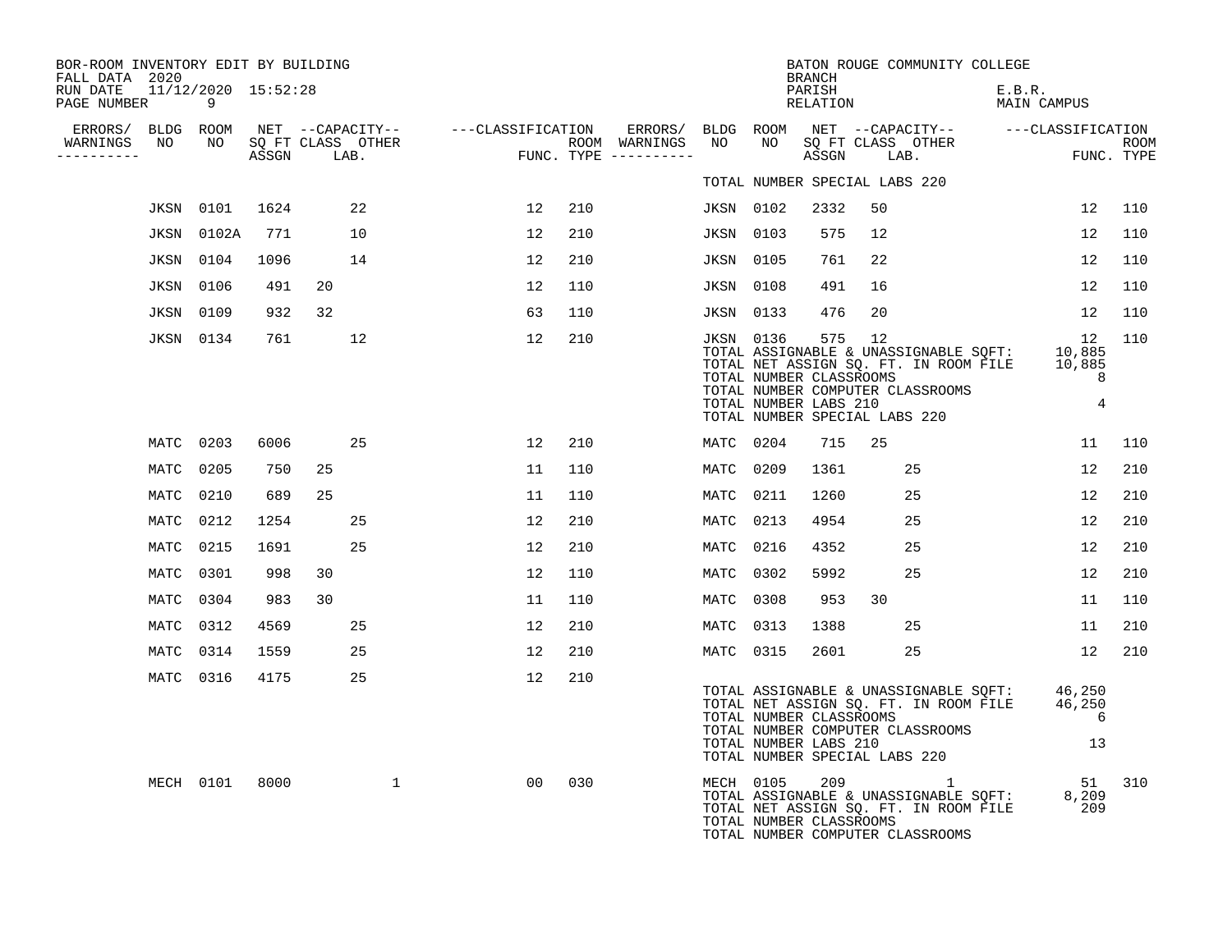BOR-ROOM INVENTORY EDIT BY BUILDING
FALL DATA 2020
RUN DATE 11/12/2020 15:52:28

BATON ROUGE COMMUNITY COLLEGE
BRANCH
PARISH E.B.R.
RELATION MAIN CAMPUS

| ERRORS/ WARNINGS | BLDG NO | ROOM NO | NET SQ FT ASSGN | CAPACITY CLASS | CAPACITY LAB. | CAPACITY OTHER | CLASSIFICATION FUNC. | ROOM TYPE | ERRORS/ WARNINGS | BLDG NO | ROOM NO | NET SQ FT ASSGN | CAPACITY CLASS | CAPACITY LAB. | CAPACITY OTHER | CLASSIFICATION FUNC. | ROOM TYPE |
|---|---|---|---|---|---|---|---|---|---|---|---|---|---|---|---|---|---|
| | | | | | | | | | | TOTAL NUMBER SPECIAL LABS 220 | | | | | | | |
| | JKSN | 0101 | 1624 | | 22 | | 12 | 210 | | JKSN | 0102 | 2332 | 50 | | | 12 | 110 |
| | JKSN | 0102A | 771 | | 10 | | 12 | 210 | | JKSN | 0103 | 575 | 12 | | | 12 | 110 |
| | JKSN | 0104 | 1096 | | 14 | | 12 | 210 | | JKSN | 0105 | 761 | 22 | | | 12 | 110 |
| | JKSN | 0106 | 491 | 20 | | | 12 | 110 | | JKSN | 0108 | 491 | 16 | | | 12 | 110 |
| | JKSN | 0109 | 932 | 32 | | | 63 | 110 | | JKSN | 0133 | 476 | 20 | | | 12 | 110 |
| | JKSN | 0134 | 761 | | 12 | | 12 | 210 | | JKSN | 0136 | 575 | 12 | | | 12 | 110 |
| | | | | | | | | | | TOTAL ASSIGNABLE & UNASSIGNABLE SQFT: | | | | | | 10,885 | |
| | | | | | | | | | | TOTAL NET ASSIGN SQ. FT. IN ROOM FILE | | | | | | 10,885 | |
| | | | | | | | | | | TOTAL NUMBER CLASSROOMS | | | | | | 8 | |
| | | | | | | | | | | TOTAL NUMBER COMPUTER CLASSROOMS | | | | | | | |
| | | | | | | | | | | TOTAL NUMBER LABS 210 | | | | | | 4 | |
| | | | | | | | | | | TOTAL NUMBER SPECIAL LABS 220 | | | | | | | |
| | MATC | 0203 | 6006 | | 25 | | 12 | 210 | | MATC | 0204 | 715 | 25 | | | 11 | 110 |
| | MATC | 0205 | 750 | 25 | | | 11 | 110 | | MATC | 0209 | 1361 | | 25 | | 12 | 210 |
| | MATC | 0210 | 689 | 25 | | | 11 | 110 | | MATC | 0211 | 1260 | | 25 | | 12 | 210 |
| | MATC | 0212 | 1254 | | 25 | | 12 | 210 | | MATC | 0213 | 4954 | | 25 | | 12 | 210 |
| | MATC | 0215 | 1691 | | 25 | | 12 | 210 | | MATC | 0216 | 4352 | | 25 | | 12 | 210 |
| | MATC | 0301 | 998 | 30 | | | 12 | 110 | | MATC | 0302 | 5992 | | 25 | | 12 | 210 |
| | MATC | 0304 | 983 | 30 | | | 11 | 110 | | MATC | 0308 | 953 | 30 | | | 11 | 110 |
| | MATC | 0312 | 4569 | | 25 | | 12 | 210 | | MATC | 0313 | 1388 | | 25 | | 11 | 210 |
| | MATC | 0314 | 1559 | | 25 | | 12 | 210 | | MATC | 0315 | 2601 | | 25 | | 12 | 210 |
| | MATC | 0316 | 4175 | | 25 | | 12 | 210 | | | | | | | | | |
| | | | | | | | | | | TOTAL ASSIGNABLE & UNASSIGNABLE SQFT: | | | | | | 46,250 | |
| | | | | | | | | | | TOTAL NET ASSIGN SQ. FT. IN ROOM FILE | | | | | | 46,250 | |
| | | | | | | | | | | TOTAL NUMBER CLASSROOMS | | | | | | 6 | |
| | | | | | | | | | | TOTAL NUMBER COMPUTER CLASSROOMS | | | | | | | |
| | | | | | | | | | | TOTAL NUMBER LABS 210 | | | | | | 13 | |
| | | | | | | | | | | TOTAL NUMBER SPECIAL LABS 220 | | | | | | | |
| | MECH | 0101 | 8000 | | | 1 | 00 | 030 | | MECH | 0105 | 209 | | | 1 | 51 | 310 |
| | | | | | | | | | | TOTAL ASSIGNABLE & UNASSIGNABLE SQFT: | | | | | | 8,209 | |
| | | | | | | | | | | TOTAL NET ASSIGN SQ. FT. IN ROOM FILE | | | | | | 209 | |
| | | | | | | | | | | TOTAL NUMBER CLASSROOMS | | | | | | | |
| | | | | | | | | | | TOTAL NUMBER COMPUTER CLASSROOMS | | | | | | | |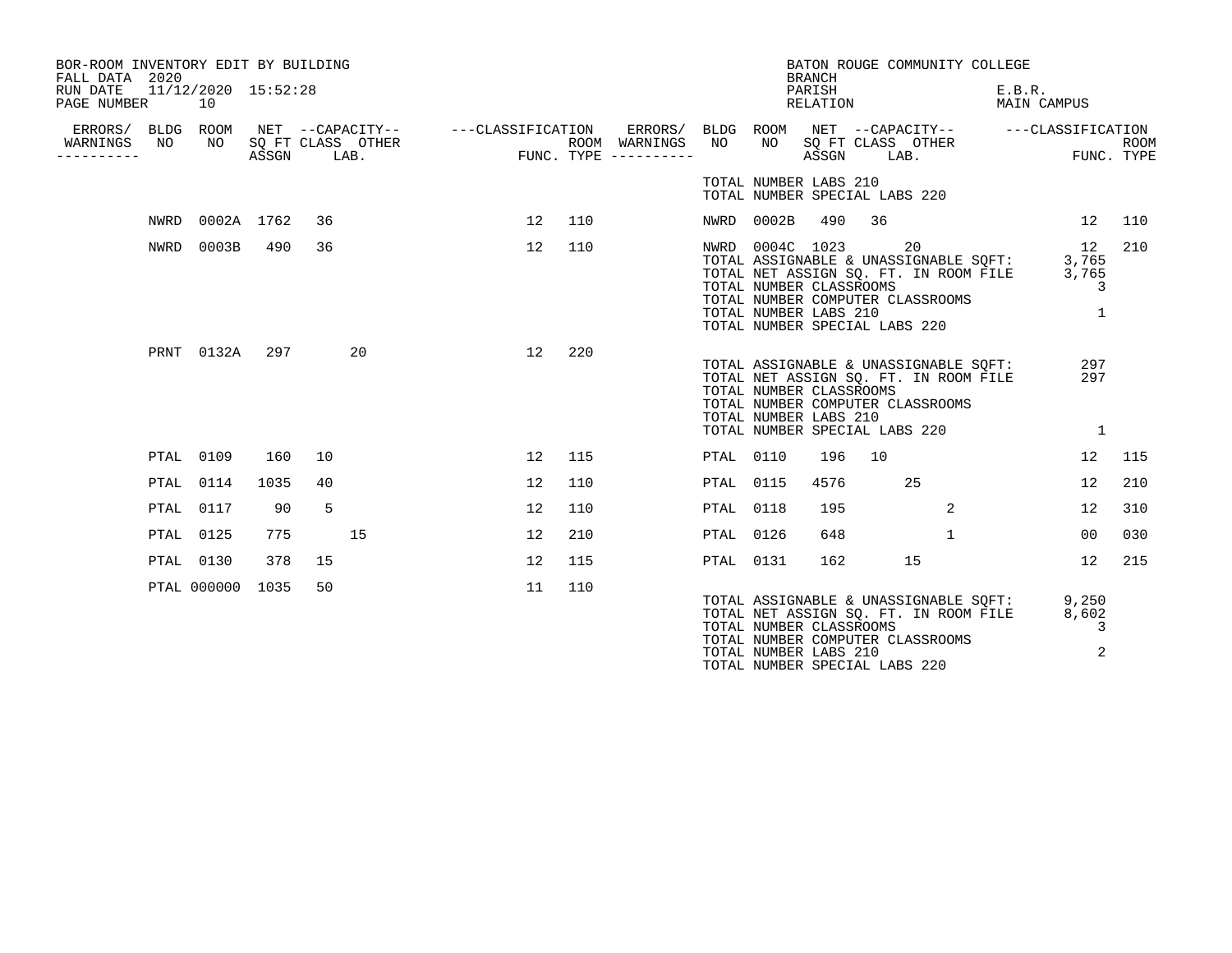BOR-ROOM INVENTORY EDIT BY BUILDING
FALL DATA 2020
RUN DATE 11/12/2020 15:52:28

BATON ROUGE COMMUNITY COLLEGE
BRANCH
PARISH E.B.R.
RELATION MAIN CAMPUS

| ERRORS/ WARNINGS | BLDG NO | ROOM NO | NET SQ FT ASSGN | CAPACITY CLASS | CAPACITY LAB. | CAPACITY OTHER | CLASSIFICATION FUNC. | ROOM TYPE | ERRORS/ WARNINGS | BLDG NO | ROOM NO | NET SQ FT ASSGN | CAPACITY CLASS | CAPACITY LAB. | CAPACITY OTHER | CLASSIFICATION FUNC. | ROOM TYPE |
|---|---|---|---|---|---|---|---|---|---|---|---|---|---|---|---|---|---|
| | | | | | | | | | | TOTAL NUMBER LABS 210 | | | | | | | |
| | | | | | | | | | | TOTAL NUMBER SPECIAL LABS 220 | | | | | | | |
| | NWRD | 0002A | 1762 | 36 | | | 12 | 110 | | NWRD | 0002B | 490 | 36 | | | 12 | 110 |
| | NWRD | 0003B | 490 | 36 | | | 12 | 110 | | NWRD | 0004C | 1023 | | 20 | | 12 | 210 |
| | | | | | | | | | | TOTAL ASSIGNABLE & UNASSIGNABLE SQFT: | | | | | | 3,765 | |
| | | | | | | | | | | TOTAL NET ASSIGN SQ. FT. IN ROOM FILE | | | | | | 3,765 | |
| | | | | | | | | | | TOTAL NUMBER CLASSROOMS | | | | | | 3 | |
| | | | | | | | | | | TOTAL NUMBER COMPUTER CLASSROOMS | | | | | | | |
| | | | | | | | | | | TOTAL NUMBER LABS 210 | | | | | | 1 | |
| | | | | | | | | | | TOTAL NUMBER SPECIAL LABS 220 | | | | | | | |
| | PRNT | 0132A | 297 | | 20 | | 12 | 220 | | | | | | | | | |
| | | | | | | | | | | TOTAL ASSIGNABLE & UNASSIGNABLE SQFT: | | | | | | 297 | |
| | | | | | | | | | | TOTAL NET ASSIGN SQ. FT. IN ROOM FILE | | | | | | 297 | |
| | | | | | | | | | | TOTAL NUMBER CLASSROOMS | | | | | | | |
| | | | | | | | | | | TOTAL NUMBER COMPUTER CLASSROOMS | | | | | | | |
| | | | | | | | | | | TOTAL NUMBER LABS 210 | | | | | | | |
| | | | | | | | | | | TOTAL NUMBER SPECIAL LABS 220 | | | | | | 1 | |
| | PTAL | 0109 | 160 | 10 | | | 12 | 115 | | PTAL | 0110 | 196 | 10 | | | 12 | 115 |
| | PTAL | 0114 | 1035 | 40 | | | 12 | 110 | | PTAL | 0115 | 4576 | | 25 | | 12 | 210 |
| | PTAL | 0117 | 90 | 5 | | | 12 | 110 | | PTAL | 0118 | 195 | | | 2 | 12 | 310 |
| | PTAL | 0125 | 775 | | 15 | | 12 | 210 | | PTAL | 0126 | 648 | | | 1 | 00 | 030 |
| | PTAL | 0130 | 378 | 15 | | | 12 | 115 | | PTAL | 0131 | 162 | | 15 | | 12 | 215 |
| | PTAL | 000000 | 1035 | 50 | | | 11 | 110 | | | | | | | | | |
| | | | | | | | | | | TOTAL ASSIGNABLE & UNASSIGNABLE SQFT: | | | | | | 9,250 | |
| | | | | | | | | | | TOTAL NET ASSIGN SQ. FT. IN ROOM FILE | | | | | | 8,602 | |
| | | | | | | | | | | TOTAL NUMBER CLASSROOMS | | | | | | 3 | |
| | | | | | | | | | | TOTAL NUMBER COMPUTER CLASSROOMS | | | | | | | |
| | | | | | | | | | | TOTAL NUMBER LABS 210 | | | | | | 2 | |
| | | | | | | | | | | TOTAL NUMBER SPECIAL LABS 220 | | | | | | | |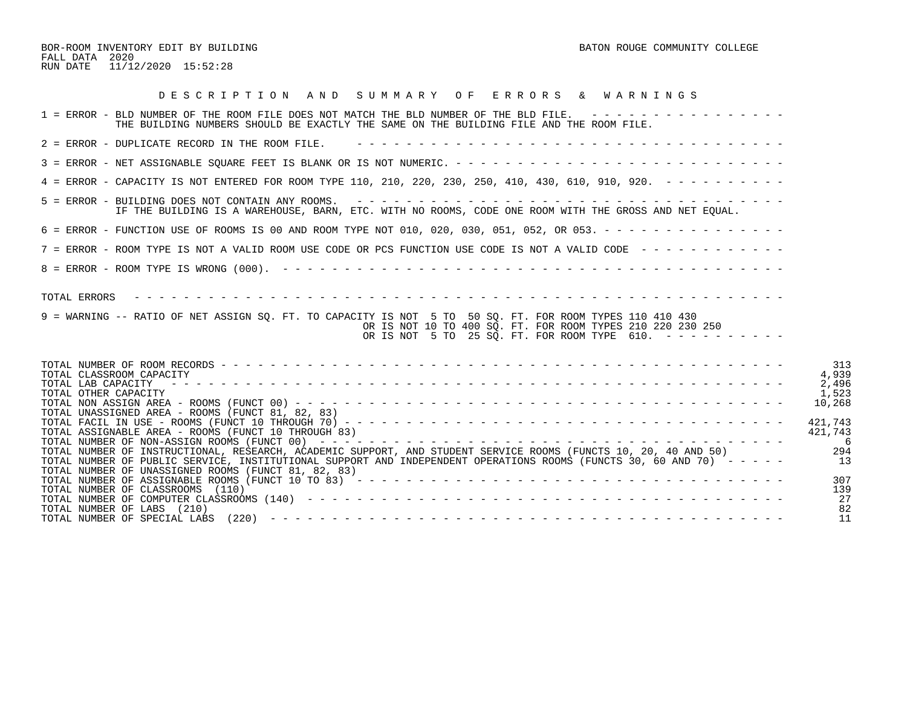BOR-ROOM INVENTORY EDIT BY BUILDING
FALL DATA 2020
RUN DATE 11/12/2020 15:52:28

BATON ROUGE COMMUNITY COLLEGE

## D E S C R I P T I O N   A N D   S U M M A R Y   O F   E R R O R S   &   W A R N I N G S

1 = ERROR - BLD NUMBER OF THE ROOM FILE DOES NOT MATCH THE BLD NUMBER OF THE BLD FILE.
THE BUILDING NUMBERS SHOULD BE EXACTLY THE SAME ON THE BUILDING FILE AND THE ROOM FILE.

2 = ERROR - DUPLICATE RECORD IN THE ROOM FILE.

3 = ERROR - NET ASSIGNABLE SQUARE FEET IS BLANK OR IS NOT NUMERIC.

4 = ERROR - CAPACITY IS NOT ENTERED FOR ROOM TYPE 110, 210, 220, 230, 250, 410, 430, 610, 910, 920.

5 = ERROR - BUILDING DOES NOT CONTAIN ANY ROOMS.
IF THE BUILDING IS A WAREHOUSE, BARN, ETC. WITH NO ROOMS, CODE ONE ROOM WITH THE GROSS AND NET EQUAL.

6 = ERROR - FUNCTION USE OF ROOMS IS 00 AND ROOM TYPE NOT 010, 020, 030, 051, 052, OR 053.

7 = ERROR - ROOM TYPE IS NOT A VALID ROOM USE CODE OR PCS FUNCTION USE CODE IS NOT A VALID CODE

8 = ERROR - ROOM TYPE IS WRONG (000).

TOTAL ERRORS

9 = WARNING -- RATIO OF NET ASSIGN SQ. FT. TO CAPACITY IS NOT 5 TO 50 SQ. FT. FOR ROOM TYPES 110 410 430
OR IS NOT 10 TO 400 SQ. FT. FOR ROOM TYPES 210 220 230 250
OR IS NOT 5 TO 25 SQ. FT. FOR ROOM TYPE 610.

| | |
|---|---|
| TOTAL NUMBER OF ROOM RECORDS | 313 |
| TOTAL CLASSROOM CAPACITY | 4,939 |
| TOTAL LAB CAPACITY | 2,496 |
| TOTAL OTHER CAPACITY | 1,523 |
| TOTAL NON ASSIGN AREA - ROOMS (FUNCT 00) | 10,268 |
| TOTAL UNASSIGNED AREA - ROOMS (FUNCT 81, 82, 83) | |
| TOTAL FACIL IN USE - ROOMS (FUNCT 10 THROUGH 70) | 421,743 |
| TOTAL ASSIGNABLE AREA - ROOMS (FUNCT 10 THROUGH 83) | 421,743 |
| TOTAL NUMBER OF NON-ASSIGN ROOMS (FUNCT 00) | 6 |
| TOTAL NUMBER OF INSTRUCTIONAL, RESEARCH, ACADEMIC SUPPORT, AND STUDENT SERVICE ROOMS (FUNCTS 10, 20, 40 AND 50) | 294 |
| TOTAL NUMBER OF PUBLIC SERVICE, INSTITUTIONAL SUPPORT AND INDEPENDENT OPERATIONS ROOMS (FUNCTS 30, 60 AND 70) | 13 |
| TOTAL NUMBER OF UNASSIGNED ROOMS (FUNCT 81, 82, 83) | |
| TOTAL NUMBER OF ASSIGNABLE ROOMS (FUNCT 10 TO 83) | 307 |
| TOTAL NUMBER OF CLASSROOMS (110) | 139 |
| TOTAL NUMBER OF COMPUTER CLASSROOMS (140) | 27 |
| TOTAL NUMBER OF LABS (210) | 82 |
| TOTAL NUMBER OF SPECIAL LABS (220) | 11 |